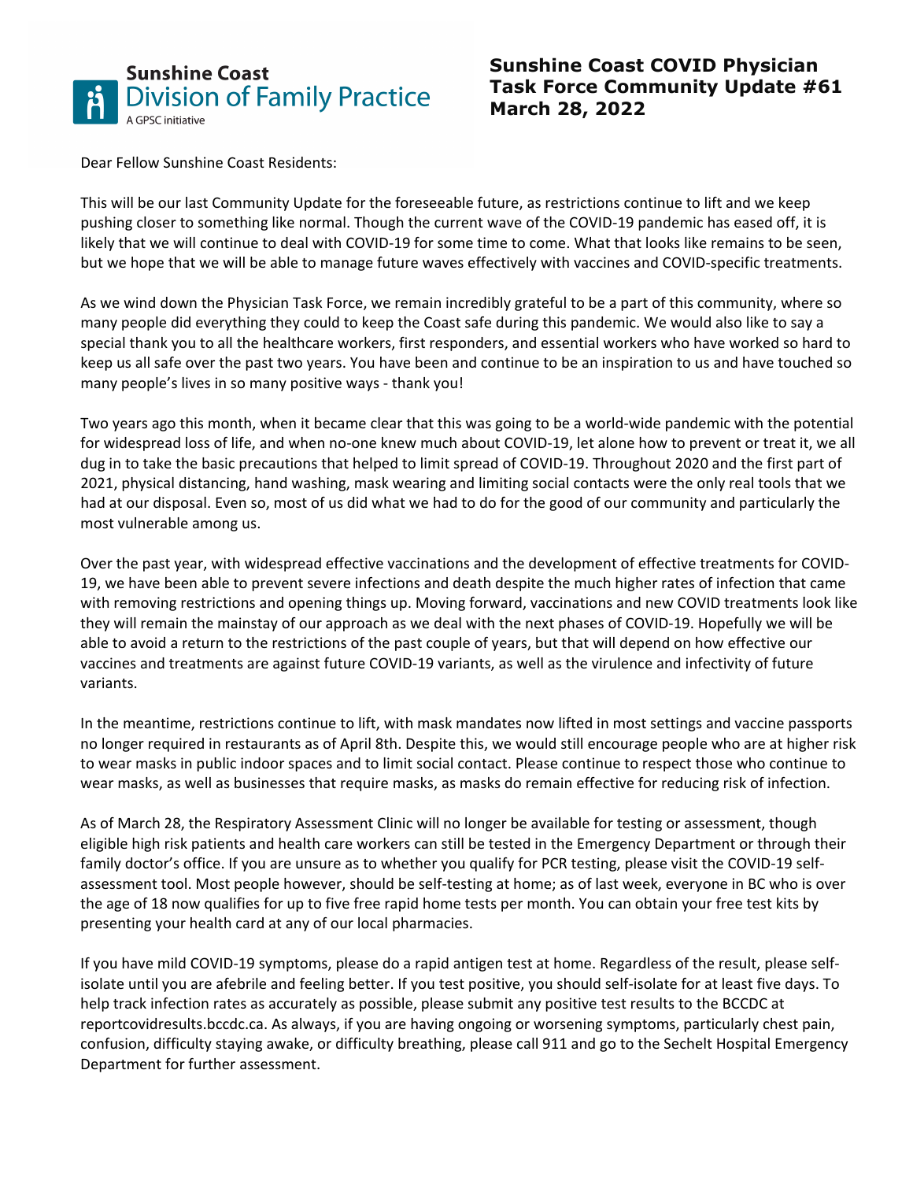**Sunshine Coast Division of Family Practice**
A GPSC initiative

# Sunshine Coast COVID Physician Task Force Community Update #61
**March 28, 2022**

Dear Fellow Sunshine Coast Residents:

This will be our last Community Update for the foreseeable future, as restrictions continue to lift and we keep pushing closer to something like normal. Though the current wave of the COVID-19 pandemic has eased off, it is likely that we will continue to deal with COVID-19 for some time to come. What that looks like remains to be seen, but we hope that we will be able to manage future waves effectively with vaccines and COVID-specific treatments.

As we wind down the Physician Task Force, we remain incredibly grateful to be a part of this community, where so many people did everything they could to keep the Coast safe during this pandemic. We would also like to say a special thank you to all the healthcare workers, first responders, and essential workers who have worked so hard to keep us all safe over the past two years. You have been and continue to be an inspiration to us and have touched so many people's lives in so many positive ways - thank you!

Two years ago this month, when it became clear that this was going to be a world-wide pandemic with the potential for widespread loss of life, and when no-one knew much about COVID-19, let alone how to prevent or treat it, we all dug in to take the basic precautions that helped to limit spread of COVID-19. Throughout 2020 and the first part of 2021, physical distancing, hand washing, mask wearing and limiting social contacts were the only real tools that we had at our disposal. Even so, most of us did what we had to do for the good of our community and particularly the most vulnerable among us.

Over the past year, with widespread effective vaccinations and the development of effective treatments for COVID-19, we have been able to prevent severe infections and death despite the much higher rates of infection that came with removing restrictions and opening things up. Moving forward, vaccinations and new COVID treatments look like they will remain the mainstay of our approach as we deal with the next phases of COVID-19. Hopefully we will be able to avoid a return to the restrictions of the past couple of years, but that will depend on how effective our vaccines and treatments are against future COVID-19 variants, as well as the virulence and infectivity of future variants.

In the meantime, restrictions continue to lift, with mask mandates now lifted in most settings and vaccine passports no longer required in restaurants as of April 8th. Despite this, we would still encourage people who are at higher risk to wear masks in public indoor spaces and to limit social contact. Please continue to respect those who continue to wear masks, as well as businesses that require masks, as masks do remain effective for reducing risk of infection.

As of March 28, the Respiratory Assessment Clinic will no longer be available for testing or assessment, though eligible high risk patients and health care workers can still be tested in the Emergency Department or through their family doctor's office. If you are unsure as to whether you qualify for PCR testing, please visit the COVID-19 self-assessment tool. Most people however, should be self-testing at home; as of last week, everyone in BC who is over the age of 18 now qualifies for up to five free rapid home tests per month. You can obtain your free test kits by presenting your health card at any of our local pharmacies.

If you have mild COVID-19 symptoms, please do a rapid antigen test at home. Regardless of the result, please self-isolate until you are afebrile and feeling better. If you test positive, you should self-isolate for at least five days. To help track infection rates as accurately as possible, please submit any positive test results to the BCCDC at reportcovidresults.bccdc.ca. As always, if you are having ongoing or worsening symptoms, particularly chest pain, confusion, difficulty staying awake, or difficulty breathing, please call 911 and go to the Sechelt Hospital Emergency Department for further assessment.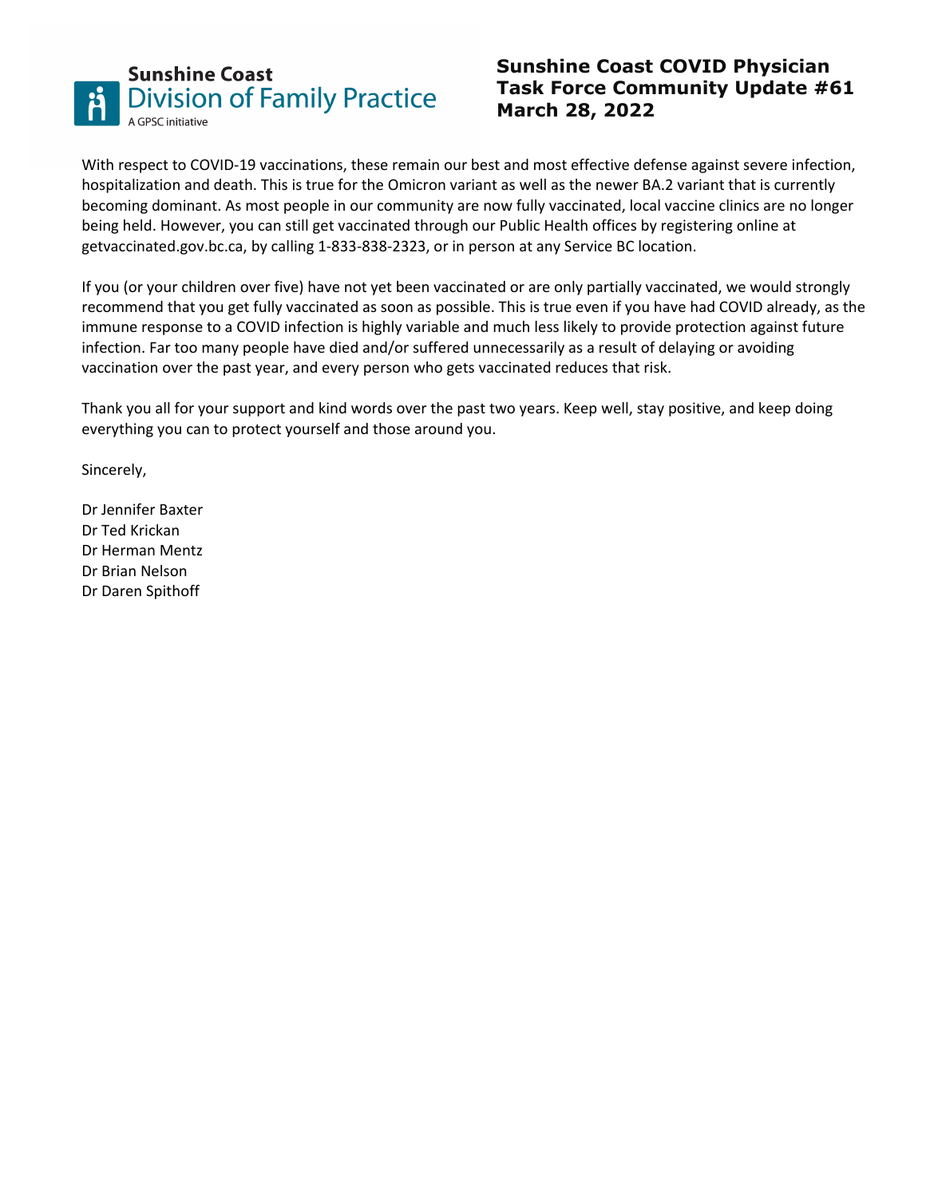Sunshine Coast
Division of Family Practice
A GPSC initiative

**Sunshine Coast COVID Physician Task Force Community Update #61**
**March 28, 2022**

With respect to COVID-19 vaccinations, these remain our best and most effective defense against severe infection, hospitalization and death. This is true for the Omicron variant as well as the newer BA.2 variant that is currently becoming dominant. As most people in our community are now fully vaccinated, local vaccine clinics are no longer being held. However, you can still get vaccinated through our Public Health offices by registering online at getvaccinated.gov.bc.ca, by calling 1-833-838-2323, or in person at any Service BC location.

If you (or your children over five) have not yet been vaccinated or are only partially vaccinated, we would strongly recommend that you get fully vaccinated as soon as possible. This is true even if you have had COVID already, as the immune response to a COVID infection is highly variable and much less likely to provide protection against future infection. Far too many people have died and/or suffered unnecessarily as a result of delaying or avoiding vaccination over the past year, and every person who gets vaccinated reduces that risk.

Thank you all for your support and kind words over the past two years. Keep well, stay positive, and keep doing everything you can to protect yourself and those around you.

Sincerely,

Dr Jennifer Baxter
Dr Ted Krickan
Dr Herman Mentz
Dr Brian Nelson
Dr Daren Spithoff